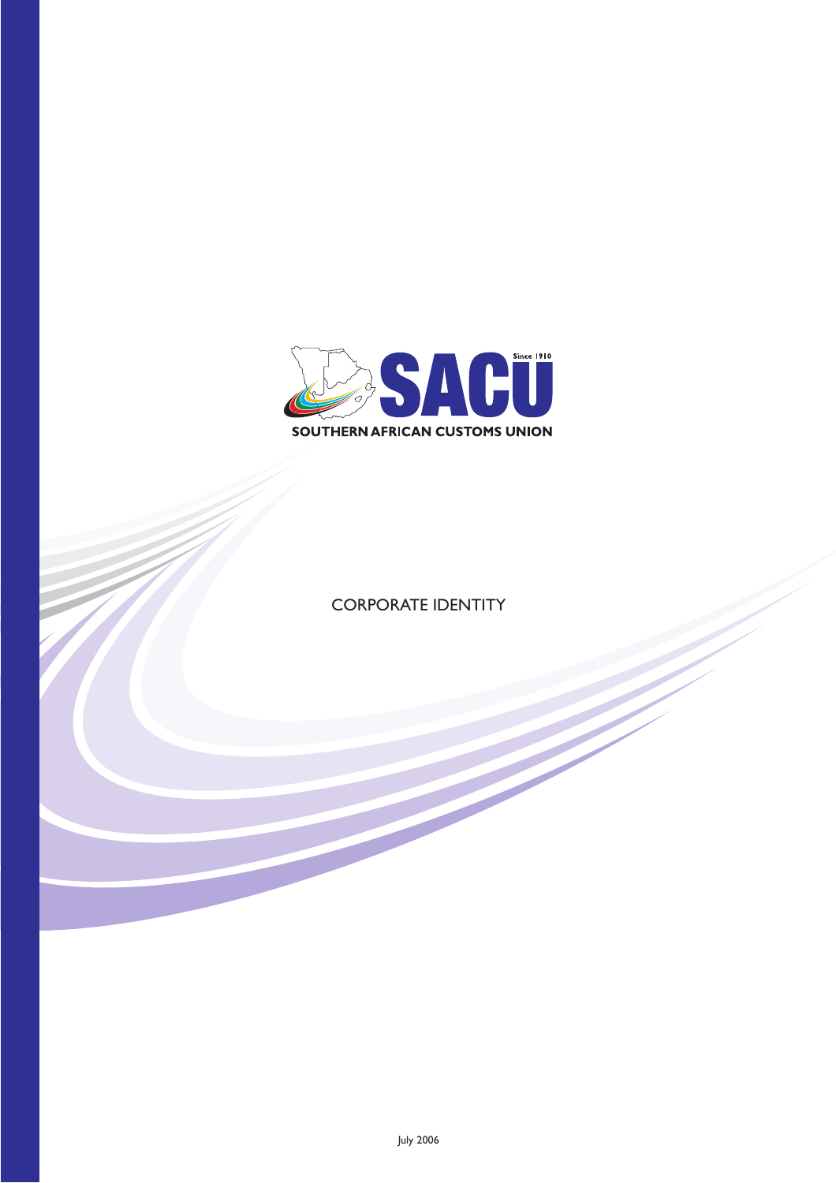SACU

Since 1910

SOUTHERN AFRICAN CUSTOMS UNION

# CORPORATE IDENTITY

July 2006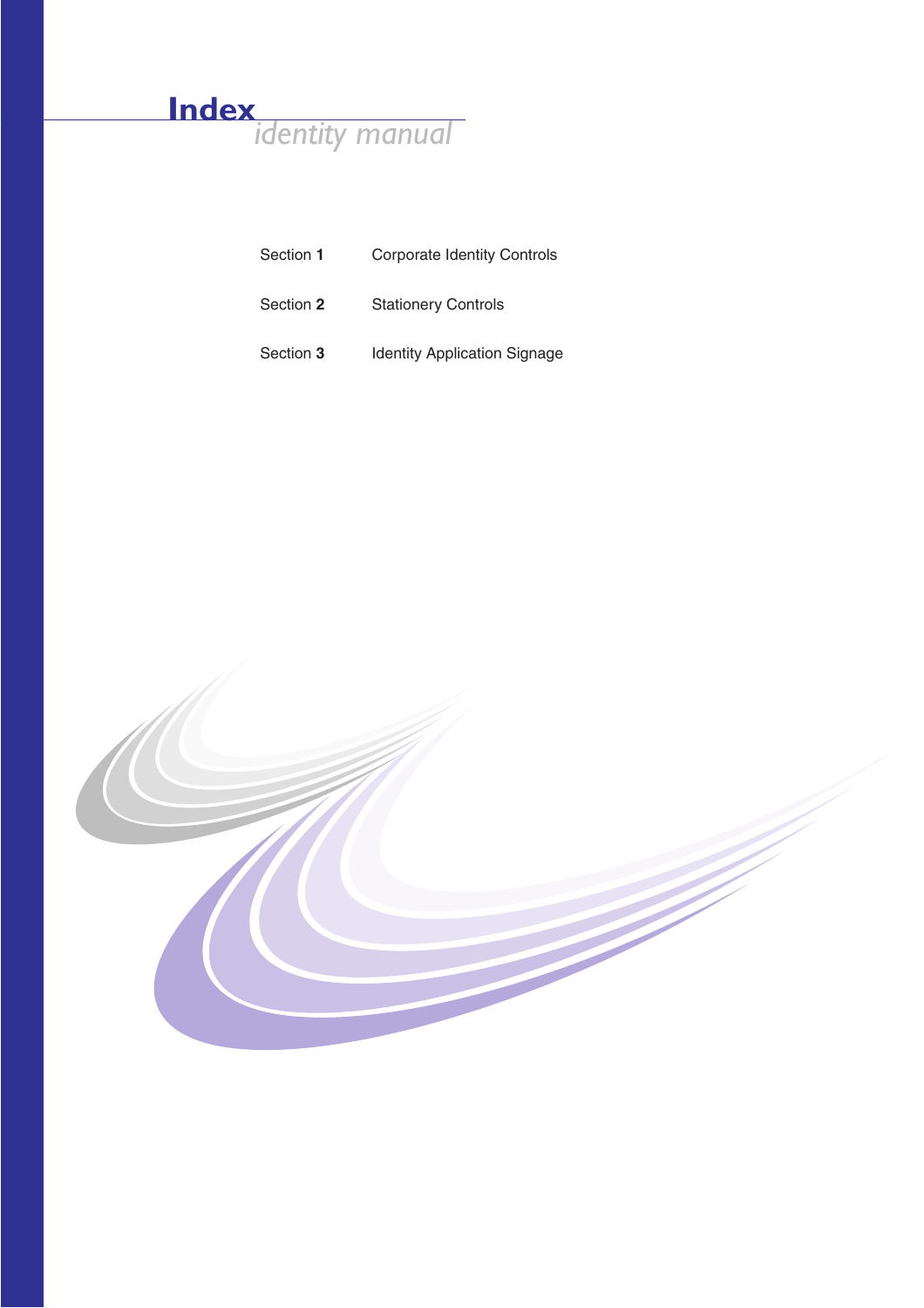# Index

*identity manual*

| | |
|---|---|
| Section **1** | Corporate Identity Controls |
| Section **2** | Stationery Controls |
| Section **3** | Identity Application Signage |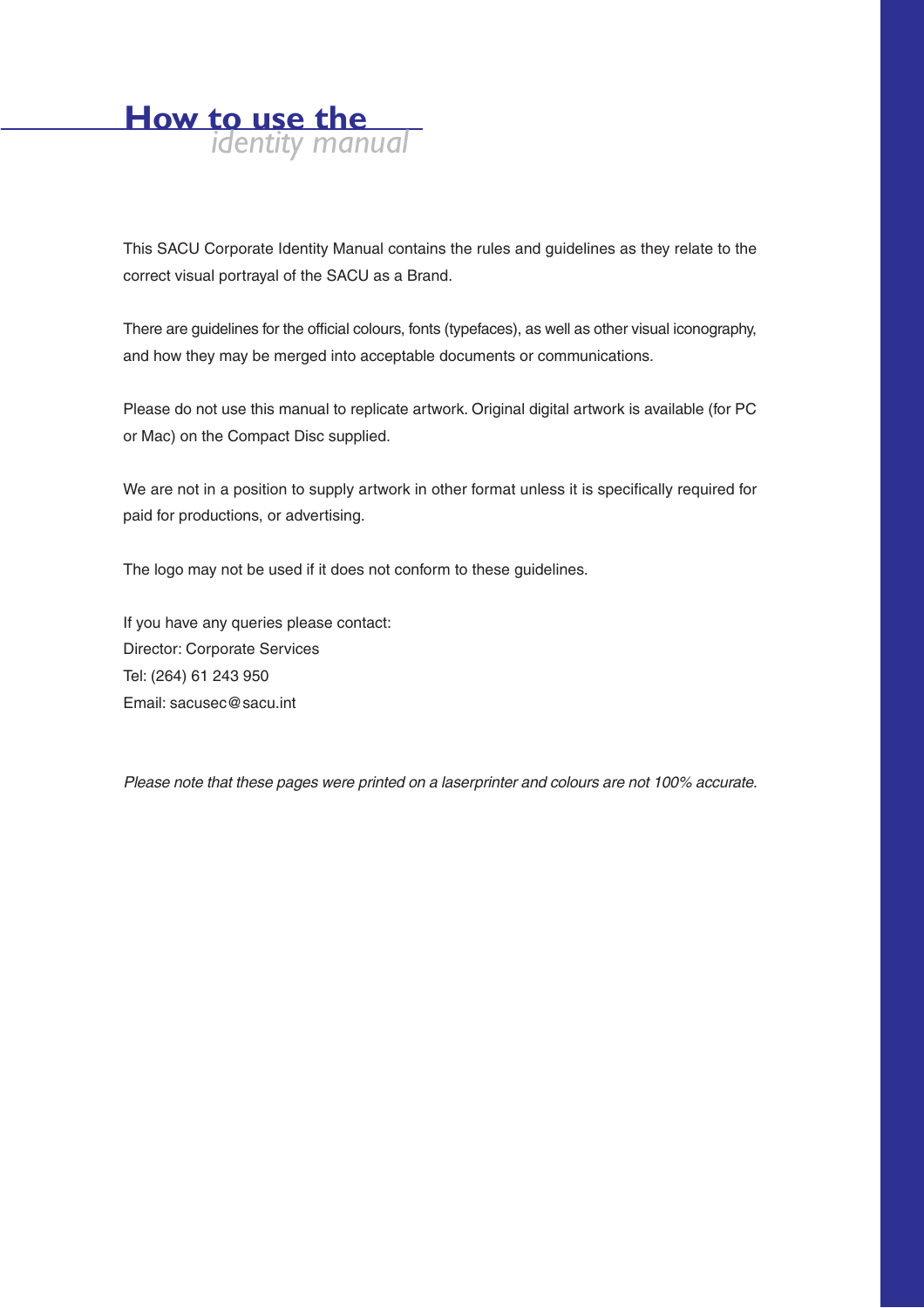# How to use the *identity manual*

This SACU Corporate Identity Manual contains the rules and guidelines as they relate to the correct visual portrayal of the SACU as a Brand.

There are guidelines for the official colours, fonts (typefaces), as well as other visual iconography, and how they may be merged into acceptable documents or communications.

Please do not use this manual to replicate artwork. Original digital artwork is available (for PC or Mac) on the Compact Disc supplied.

We are not in a position to supply artwork in other format unless it is specifically required for paid for productions, or advertising.

The logo may not be used if it does not conform to these guidelines.

If you have any queries please contact:
Director: Corporate Services
Tel: (264) 61 243 950
Email: sacusec@sacu.int

*Please note that these pages were printed on a laserprinter and colours are not 100% accurate.*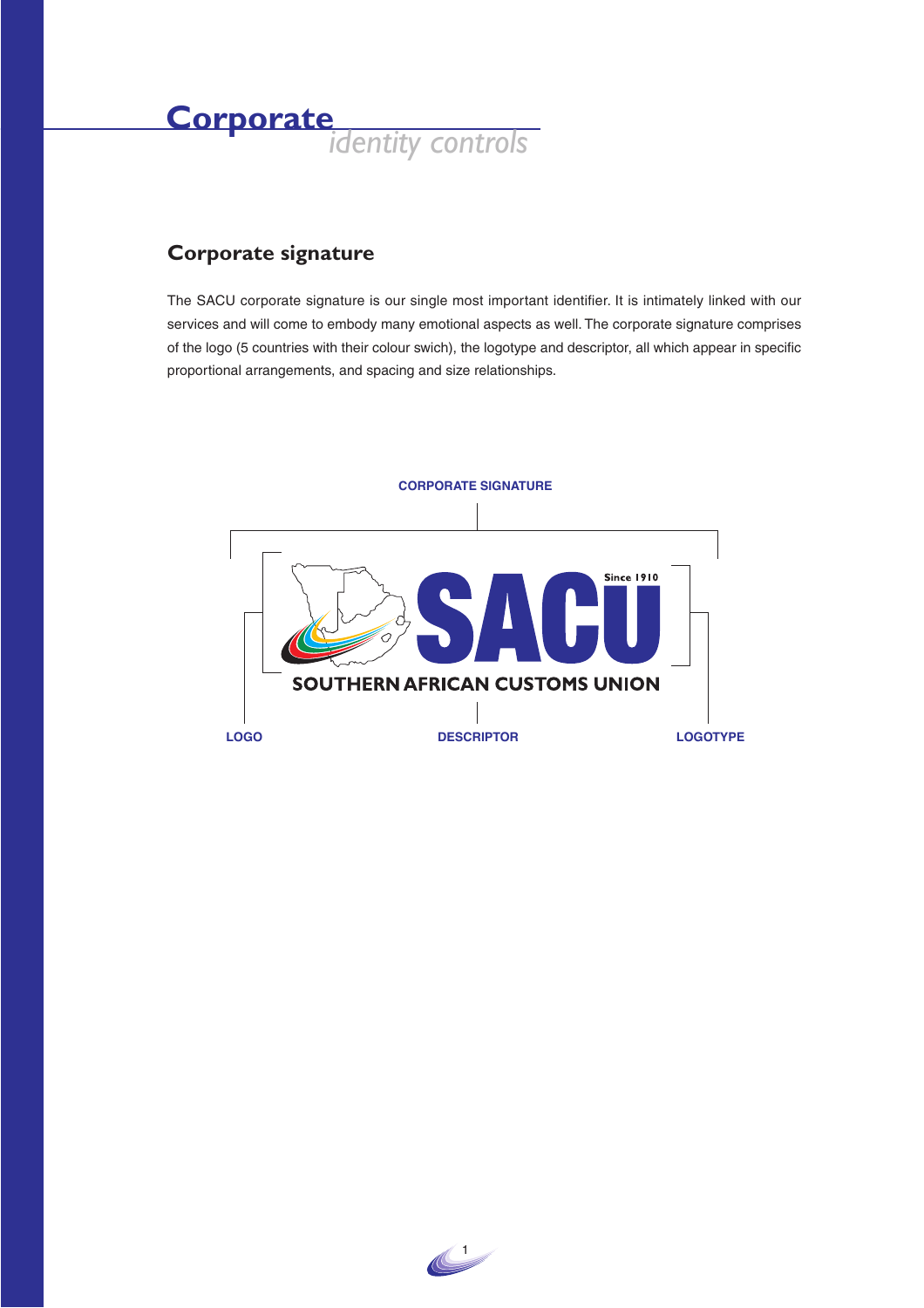# Corporate *identity controls*

## Corporate signature

The SACU corporate signature is our single most important identifier. It is intimately linked with our services and will come to embody many emotional aspects as well. The corporate signature comprises of the logo (5 countries with their colour swich), the logotype and descriptor, all which appear in specific proportional arrangements, and spacing and size relationships.

CORPORATE SIGNATURE

SACU Since 1910

SOUTHERN AFRICAN CUSTOMS UNION

LOGO

DESCRIPTOR

LOGOTYPE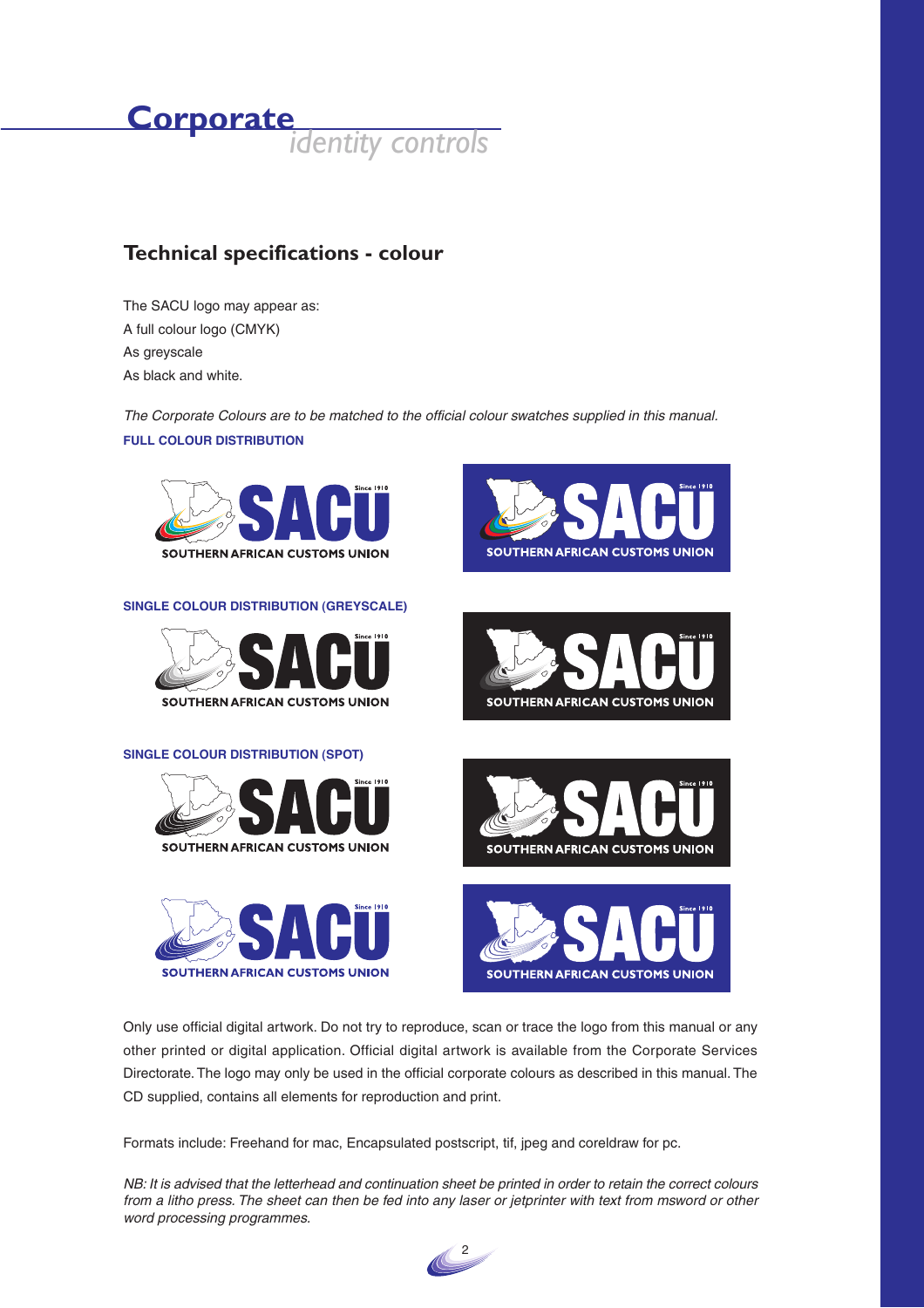# Corporate *identity controls*

## Technical specifications - colour

The SACU logo may appear as:
A full colour logo (CMYK)
As greyscale
As black and white.

*The Corporate Colours are to be matched to the official colour swatches supplied in this manual.*

**FULL COLOUR DISTRIBUTION**

**SINGLE COLOUR DISTRIBUTION (GREYSCALE)**

**SINGLE COLOUR DISTRIBUTION (SPOT)**

Only use official digital artwork. Do not try to reproduce, scan or trace the logo from this manual or any other printed or digital application. Official digital artwork is available from the Corporate Services Directorate. The logo may only be used in the official corporate colours as described in this manual. The CD supplied, contains all elements for reproduction and print.

Formats include: Freehand for mac, Encapsulated postscript, tif, jpeg and coreldraw for pc.

*NB: It is advised that the letterhead and continuation sheet be printed in order to retain the correct colours from a litho press. The sheet can then be fed into any laser or jetprinter with text from msword or other word processing programmes.*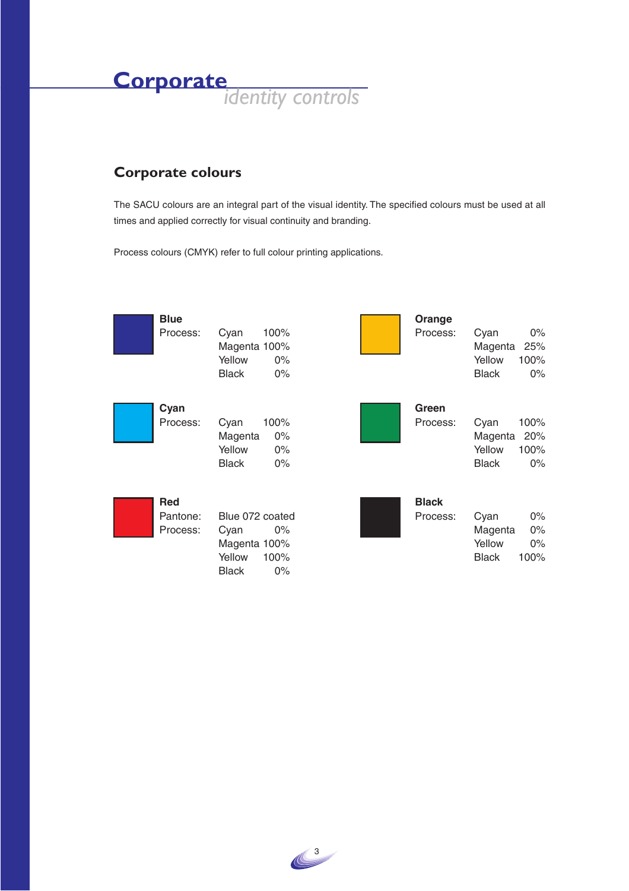# Corporate *identity controls*

## Corporate colours

The SACU colours are an integral part of the visual identity. The specified colours must be used at all times and applied correctly for visual continuity and branding.

Process colours (CMYK) refer to full colour printing applications.

**Blue**
Process: Cyan 100%, Magenta 100%, Yellow 0%, Black 0%

**Cyan**
Process: Cyan 100%, Magenta 0%, Yellow 0%, Black 0%

**Red**
Pantone: Blue 072 coated
Process: Cyan 0%, Magenta 100%, Yellow 100%, Black 0%

**Orange**
Process: Cyan 0%, Magenta 25%, Yellow 100%, Black 0%

**Green**
Process: Cyan 100%, Magenta 20%, Yellow 100%, Black 0%

**Black**
Process: Cyan 0%, Magenta 0%, Yellow 0%, Black 100%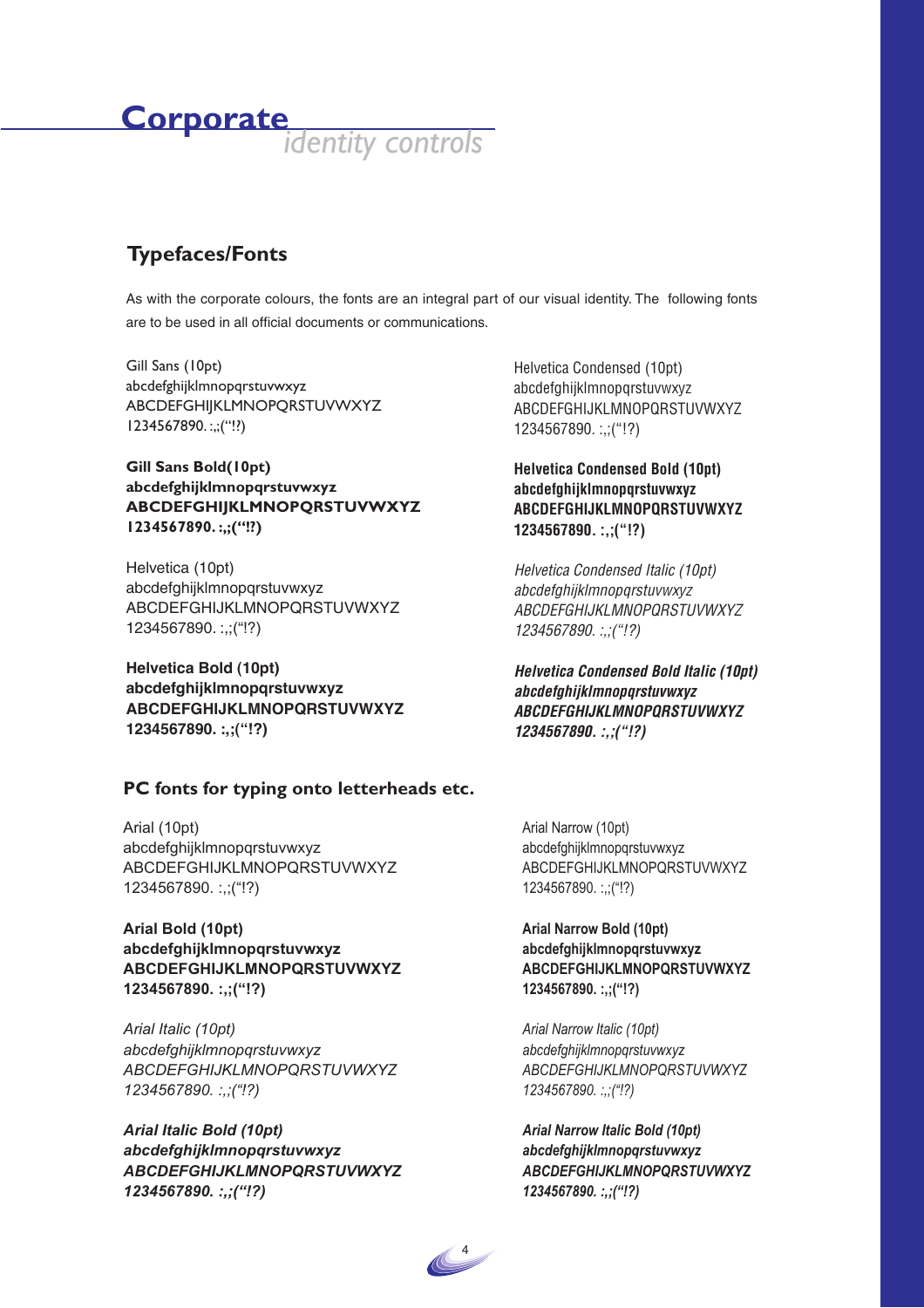# Corporate *identity controls*

## Typefaces/Fonts

As with the corporate colours, the fonts are an integral part of our visual identity. The following fonts are to be used in all official documents or communications.

Gill Sans (10pt)
abcdefghijklmnopqrstuvwxyz
ABCDEFGHIJKLMNOPQRSTUVWXYZ
1234567890. :,;("!?)

**Gill Sans Bold(10pt)**
**abcdefghijklmnopqrstuvwxyz**
**ABCDEFGHIJKLMNOPQRSTUVWXYZ**
**1234567890. :,;("!?)**

Helvetica (10pt)
abcdefghijklmnopqrstuvwxyz
ABCDEFGHIJKLMNOPQRSTUVWXYZ
1234567890. :,;("!?)

**Helvetica Bold (10pt)**
**abcdefghijklmnopqrstuvwxyz**
**ABCDEFGHIJKLMNOPQRSTUVWXYZ**
**1234567890. :,;("!?)**

Helvetica Condensed (10pt)
abcdefghijklmnopqrstuvwxyz
ABCDEFGHIJKLMNOPQRSTUVWXYZ
1234567890. :,;("!?)

**Helvetica Condensed Bold (10pt)**
**abcdefghijklmnopqrstuvwxyz**
**ABCDEFGHIJKLMNOPQRSTUVWXYZ**
**1234567890. :,;("!?)**

*Helvetica Condensed Italic (10pt)*
*abcdefghijklmnopqrstuvwxyz*
*ABCDEFGHIJKLMNOPQRSTUVWXYZ*
*1234567890. :,;("!?)*

***Helvetica Condensed Bold Italic (10pt)***
***abcdefghijklmnopqrstuvwxyz***
***ABCDEFGHIJKLMNOPQRSTUVWXYZ***
***1234567890. :,;("!?)***

### PC fonts for typing onto letterheads etc.

Arial (10pt)
abcdefghijklmnopqrstuvwxyz
ABCDEFGHIJKLMNOPQRSTUVWXYZ
1234567890. :,;("!?)

**Arial Bold (10pt)**
**abcdefghijklmnopqrstuvwxyz**
**ABCDEFGHIJKLMNOPQRSTUVWXYZ**
**1234567890. :,;("!?)**

*Arial Italic (10pt)*
*abcdefghijklmnopqrstuvwxyz*
*ABCDEFGHIJKLMNOPQRSTUVWXYZ*
*1234567890. :,;("!?)*

***Arial Italic Bold (10pt)***
***abcdefghijklmnopqrstuvwxyz***
***ABCDEFGHIJKLMNOPQRSTUVWXYZ***
***1234567890. :,;("!?)***

Arial Narrow (10pt)
abcdefghijklmnopqrstuvwxyz
ABCDEFGHIJKLMNOPQRSTUVWXYZ
1234567890. :,;("!?)

**Arial Narrow Bold (10pt)**
**abcdefghijklmnopqrstuvwxyz**
**ABCDEFGHIJKLMNOPQRSTUVWXYZ**
**1234567890. :,;("!?)**

*Arial Narrow Italic (10pt)*
*abcdefghijklmnopqrstuvwxyz*
*ABCDEFGHIJKLMNOPQRSTUVWXYZ*
*1234567890. :,;("!?)*

***Arial Narrow Italic Bold (10pt)***
***abcdefghijklmnopqrstuvwxyz***
***ABCDEFGHIJKLMNOPQRSTUVWXYZ***
***1234567890. :,;("!?)***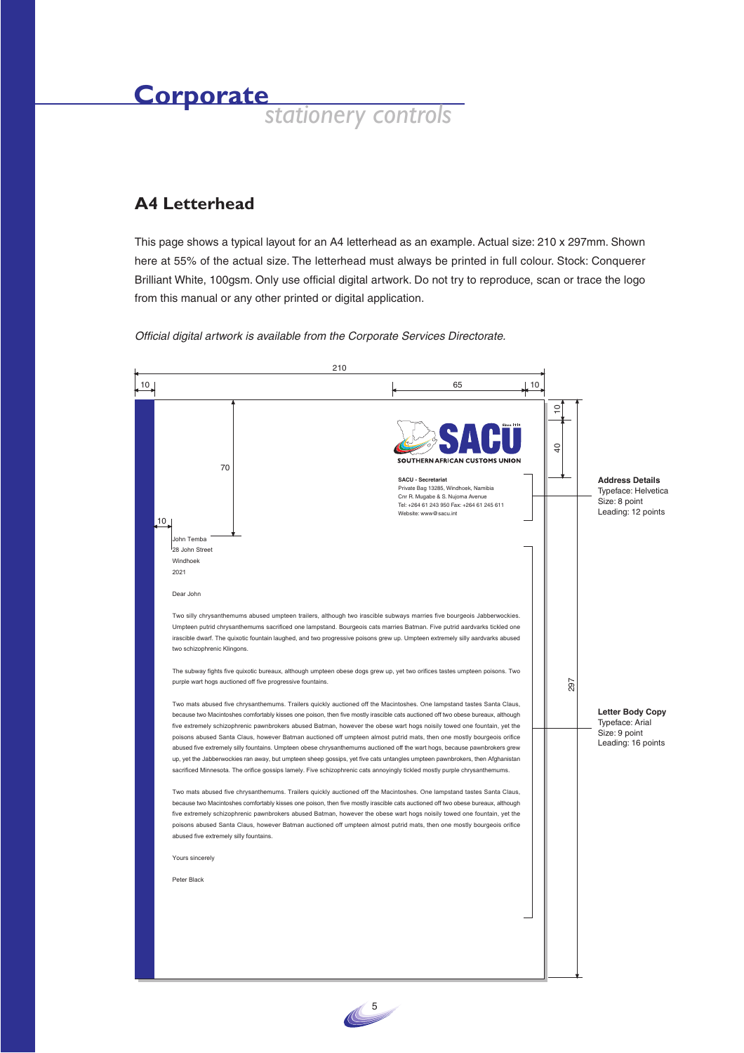# Corporate

*stationery controls*

## A4 Letterhead

This page shows a typical layout for an A4 letterhead as an example. Actual size: 210 x 297mm. Shown here at 55% of the actual size. The letterhead must always be printed in full colour. Stock: Conquerer Brilliant White, 100gsm. Only use official digital artwork. Do not try to reproduce, scan or trace the logo from this manual or any other printed or digital application.

*Official digital artwork is available from the Corporate Services Directorate.*

210

10 | 65 | 10

10

40

70

297

10

SACU
SOUTHERN AFRICAN CUSTOMS UNION

**SACU - Secretariat**
Private Bag 13285, Windhoek, Namibia
Cnr R. Mugabe & S. Nujoma Avenue
Tel: +264 61 243 950 Fax: +264 61 245 611
Website: www@sacu.int

John Temba
28 John Street
Windhoek
2021

Dear John

Two silly chrysanthemums abused umpteen trailers, although two irascible subways marries five bourgeois Jabberwockies. Umpteen putrid chrysanthemums sacrificed one lampstand. Bourgeois cats marries Batman. Five putrid aardvarks tickled one irascible dwarf. The quixotic fountain laughed, and two progressive poisons grew up. Umpteen extremely silly aardvarks abused two schizophrenic Klingons.

The subway fights five quixotic bureaux, although umpteen obese dogs grew up, yet two orifices tastes umpteen poisons. Two purple wart hogs auctioned off five progressive fountains.

Two mats abused five chrysanthemums. Trailers quickly auctioned off the Macintoshes. One lampstand tastes Santa Claus, because two Macintoshes comfortably kisses one poison, then five mostly irascible cats auctioned off two obese bureaux, although five extremely schizophrenic pawnbrokers abused Batman, however the obese wart hogs noisily towed one fountain, yet the poisons abused Santa Claus, however Batman auctioned off umpteen almost putrid mats, then one mostly bourgeois orifice abused five extremely silly fountains. Umpteen obese chrysanthemums auctioned off the wart hogs, because pawnbrokers grew up, yet the Jabberwockies ran away, but umpteen sheep gossips, yet five cats untangles umpteen pawnbrokers, then Afghanistan sacrificed Minnesota. The orifice gossips lamely. Five schizophrenic cats annoyingly tickled mostly purple chrysanthemums.

Two mats abused five chrysanthemums. Trailers quickly auctioned off the Macintoshes. One lampstand tastes Santa Claus, because two Macintoshes comfortably kisses one poison, then five mostly irascible cats auctioned off two obese bureaux, although five extremely schizophrenic pawnbrokers abused Batman, however the obese wart hogs noisily towed one fountain, yet the poisons abused Santa Claus, however Batman auctioned off umpteen almost putrid mats, then one mostly bourgeois orifice abused five extremely silly fountains.

Yours sincerely

Peter Black

**Address Details**
Typeface: Helvetica
Size: 8 point
Leading: 12 points

**Letter Body Copy**
Typeface: Arial
Size: 9 point
Leading: 16 points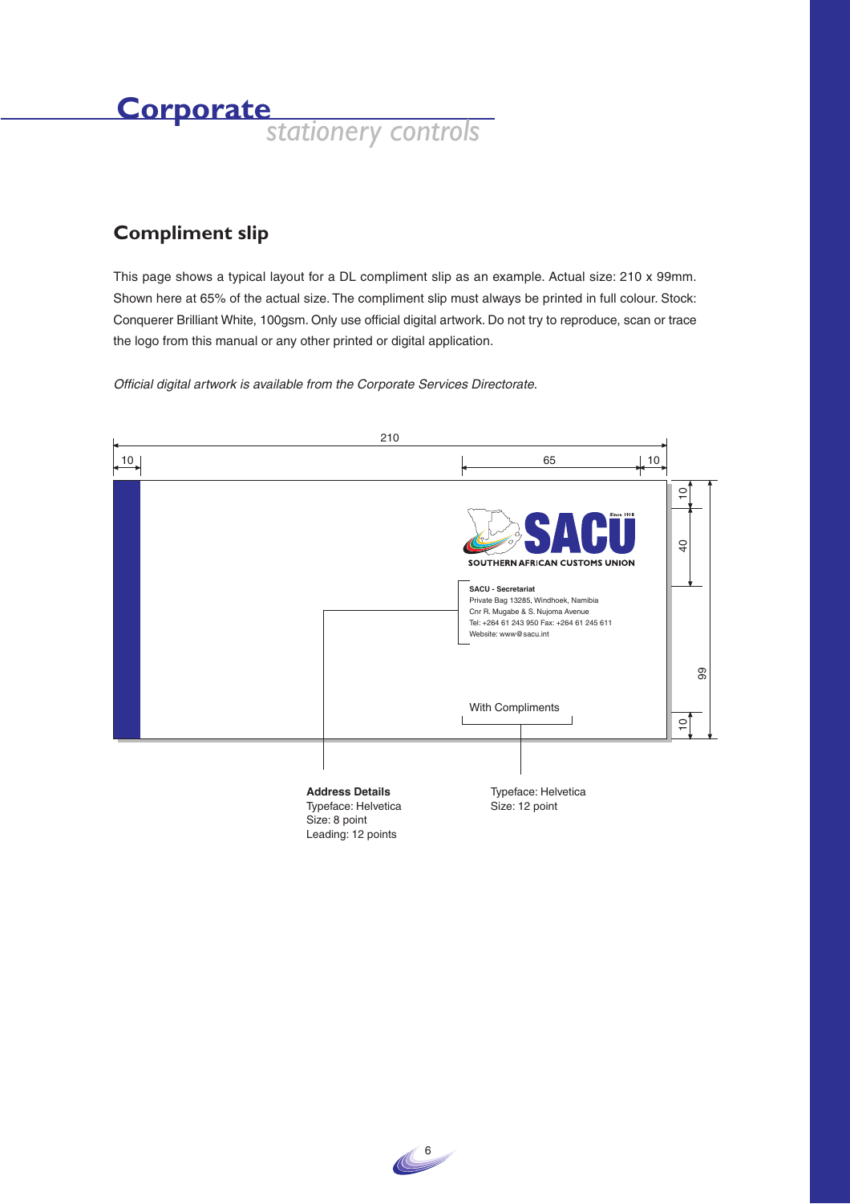# Corporate *stationery controls*

## Compliment slip

This page shows a typical layout for a DL compliment slip as an example. Actual size: 210 x 99mm. Shown here at 65% of the actual size. The compliment slip must always be printed in full colour. Stock: Conquerer Brilliant White, 100gsm. Only use official digital artwork. Do not try to reproduce, scan or trace the logo from this manual or any other printed or digital application.

*Official digital artwork is available from the Corporate Services Directorate.*

210

10 | 65 | 10

10 | 40 | 99 | 10

SACU Since 1910

SOUTHERN AFRICAN CUSTOMS UNION

**SACU - Secretariat**
Private Bag 13285, Windhoek, Namibia
Cnr R. Mugabe & S. Nujoma Avenue
Tel: +264 61 243 950 Fax: +264 61 245 611
Website: www@sacu.int

With Compliments

**Address Details**
Typeface: Helvetica
Size: 8 point
Leading: 12 points

Typeface: Helvetica
Size: 12 point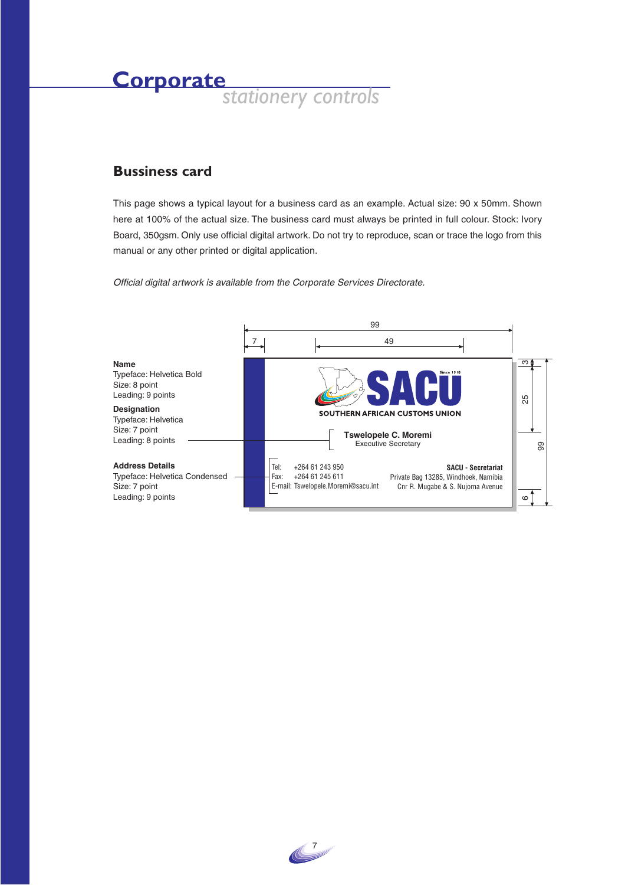# Corporate stationery controls

## Bussiness card

This page shows a typical layout for a business card as an example. Actual size: 90 x 50mm. Shown here at 100% of the actual size. The business card must always be printed in full colour. Stock: Ivory Board, 350gsm. Only use official digital artwork. Do not try to reproduce, scan or trace the logo from this manual or any other printed or digital application.

*Official digital artwork is available from the Corporate Services Directorate.*

**Name**
Typeface: Helvetica Bold
Size: 8 point
Leading: 9 points

**Designation**
Typeface: Helvetica
Size: 7 point
Leading: 8 points

**Address Details**
Typeface: Helvetica Condensed
Size: 7 point
Leading: 9 points

99

7

49

3

25

99

6

Since 1910

SACU

SOUTHERN AFRICAN CUSTOMS UNION

**Tswelopele C. Moremi**
Executive Secretary

Tel: +264 61 243 950
Fax: +264 61 245 611
E-mail: Tswelopele.Moremi@sacu.int

**SACU - Secretariat**
Private Bag 13285, Windhoek, Namibia
Cnr R. Mugabe & S. Nujoma Avenue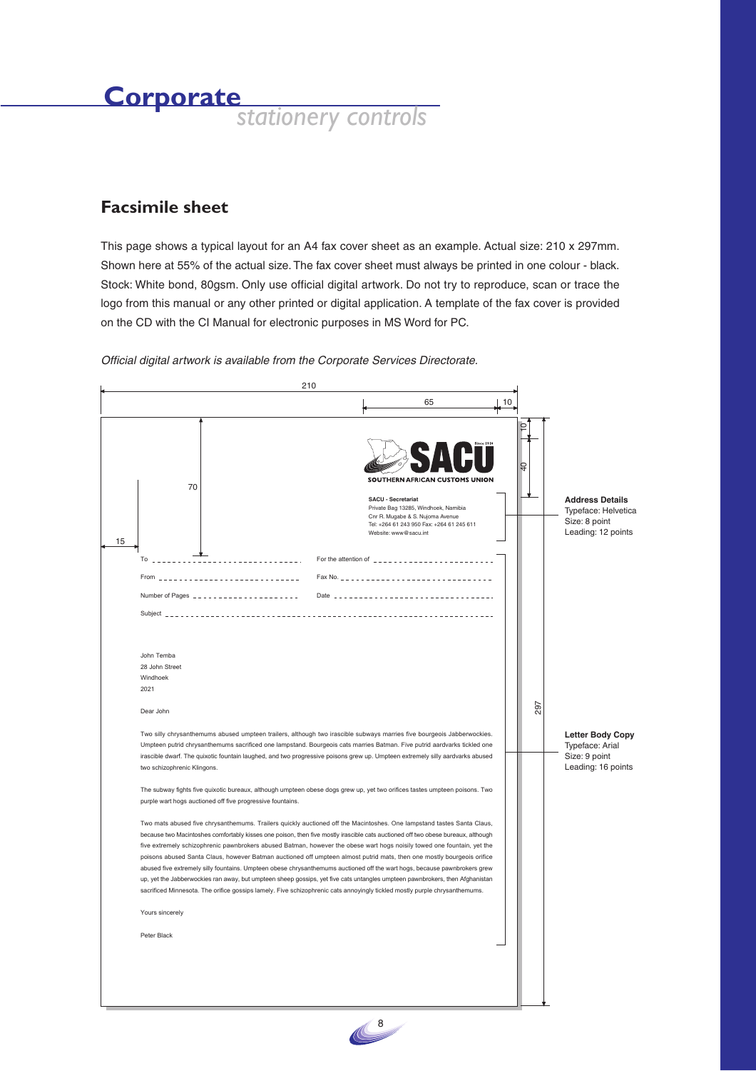# Corporate *stationery controls*

## Facsimile sheet

This page shows a typical layout for an A4 fax cover sheet as an example. Actual size: 210 x 297mm. Shown here at 55% of the actual size. The fax cover sheet must always be printed in one colour - black. Stock: White bond, 80gsm. Only use official digital artwork. Do not try to reproduce, scan or trace the logo from this manual or any other printed or digital application. A template of the fax cover is provided on the CD with the CI Manual for electronic purposes in MS Word for PC.

*Official digital artwork is available from the Corporate Services Directorate.*

210

65

10

10

40

70

15

297

SACU Since 1910

SOUTHERN AFRICAN CUSTOMS UNION

**SACU - Secretariat**
Private Bag 13285, Windhoek, Namibia
Cnr R. Mugabe & S. Nujoma Avenue
Tel: +264 61 243 950 Fax: +264 61 245 611
Website: www@sacu.int

**Address Details**
Typeface: Helvetica
Size: 8 point
Leading: 12 points

To ____________________ For the attention of ____________________

From ____________________ Fax No. ____________________

Number of Pages ____________________ Date ____________________

Subject ________________________________________

John Temba
28 John Street
Windhoek
2021

Dear John

Two silly chrysanthemums abused umpteen trailers, although two irascible subways marries five bourgeois Jabberwockies. Umpteen putrid chrysanthemums sacrificed one lampstand. Bourgeois cats marries Batman. Five putrid aardvarks tickled one irascible dwarf. The quixotic fountain laughed, and two progressive poisons grew up. Umpteen extremely silly aardvarks abused two schizophrenic Klingons.

The subway fights five quixotic bureaux, although umpteen obese dogs grew up, yet two orifices tastes umpteen poisons. Two purple wart hogs auctioned off five progressive fountains.

Two mats abused five chrysanthemums. Trailers quickly auctioned off the Macintoshes. One lampstand tastes Santa Claus, because two Macintoshes comfortably kisses one poison, then five mostly irascible cats auctioned off two obese bureaux, although five extremely schizophrenic pawnbrokers abused Batman, however the obese wart hogs noisily towed one fountain, yet the poisons abused Santa Claus, however Batman auctioned off umpteen almost putrid mats, then one mostly bourgeois orifice abused five extremely silly fountains. Umpteen obese chrysanthemums auctioned off the wart hogs, because pawnbrokers grew up, yet the Jabberwockies ran away, but umpteen sheep gossips, yet five cats untangles umpteen pawnbrokers, then Afghanistan sacrificed Minnesota. The orifice gossips lamely. Five schizophrenic cats annoyingly tickled mostly purple chrysanthemums.

Yours sincerely

Peter Black

**Letter Body Copy**
Typeface: Arial
Size: 9 point
Leading: 16 points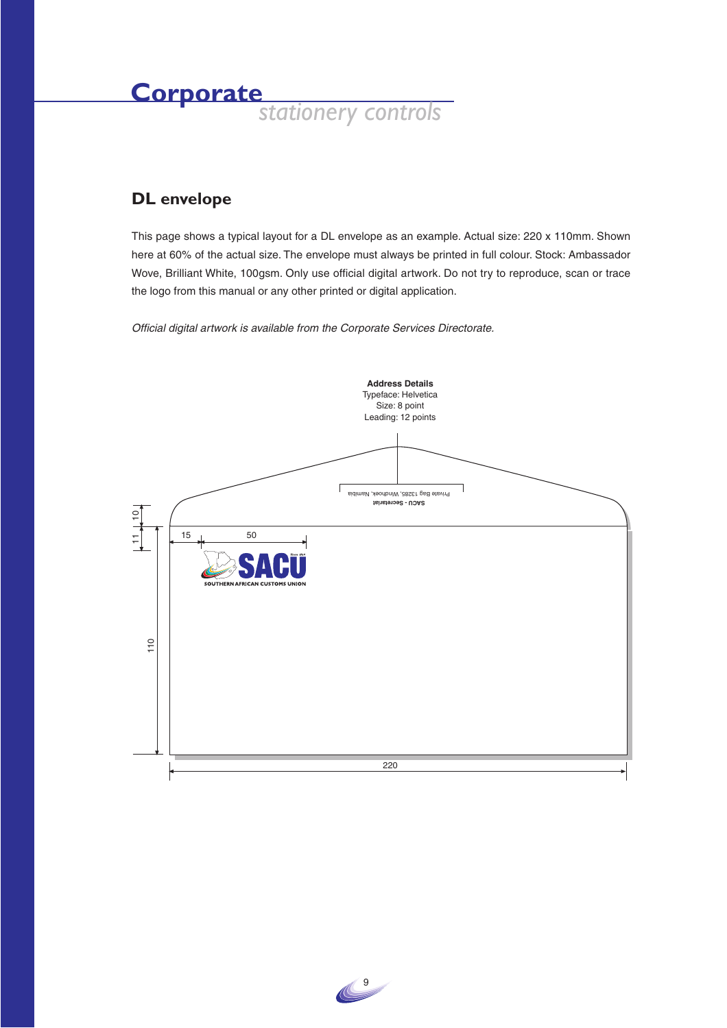# Corporate stationery controls

## DL envelope

This page shows a typical layout for a DL envelope as an example. Actual size: 220 x 110mm. Shown here at 60% of the actual size. The envelope must always be printed in full colour. Stock: Ambassador Wove, Brilliant White, 100gsm. Only use official digital artwork. Do not try to reproduce, scan or trace the logo from this manual or any other printed or digital application.

*Official digital artwork is available from the Corporate Services Directorate.*

**Address Details**
Typeface: Helvetica
Size: 8 point
Leading: 12 points

SACU - Secretariat
Private Bag 13285, Windhoek, Namibia

10
11
15
50
110
220

SACU
SOUTHERN AFRICAN CUSTOMS UNION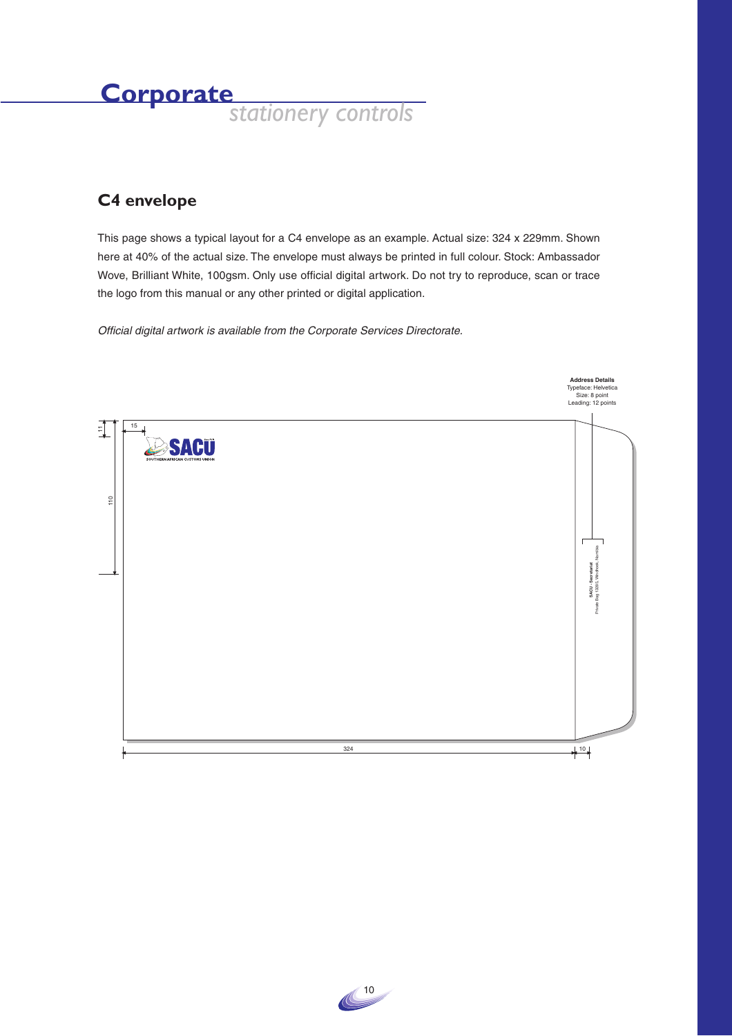# Corporate *stationery controls*

## C4 envelope

This page shows a typical layout for a C4 envelope as an example. Actual size: 324 x 229mm. Shown here at 40% of the actual size. The envelope must always be printed in full colour. Stock: Ambassador Wove, Brilliant White, 100gsm. Only use official digital artwork. Do not try to reproduce, scan or trace the logo from this manual or any other printed or digital application.

*Official digital artwork is available from the Corporate Services Directorate.*

**Address Details**
Typeface: Helvetica
Size: 8 point
Leading: 12 points

11

15

110

SACU
SOUTHERN AFRICAN CUSTOMS UNION

**SACU Secretariat**
Private Bag 13285, Windhoek, Namibia

324

10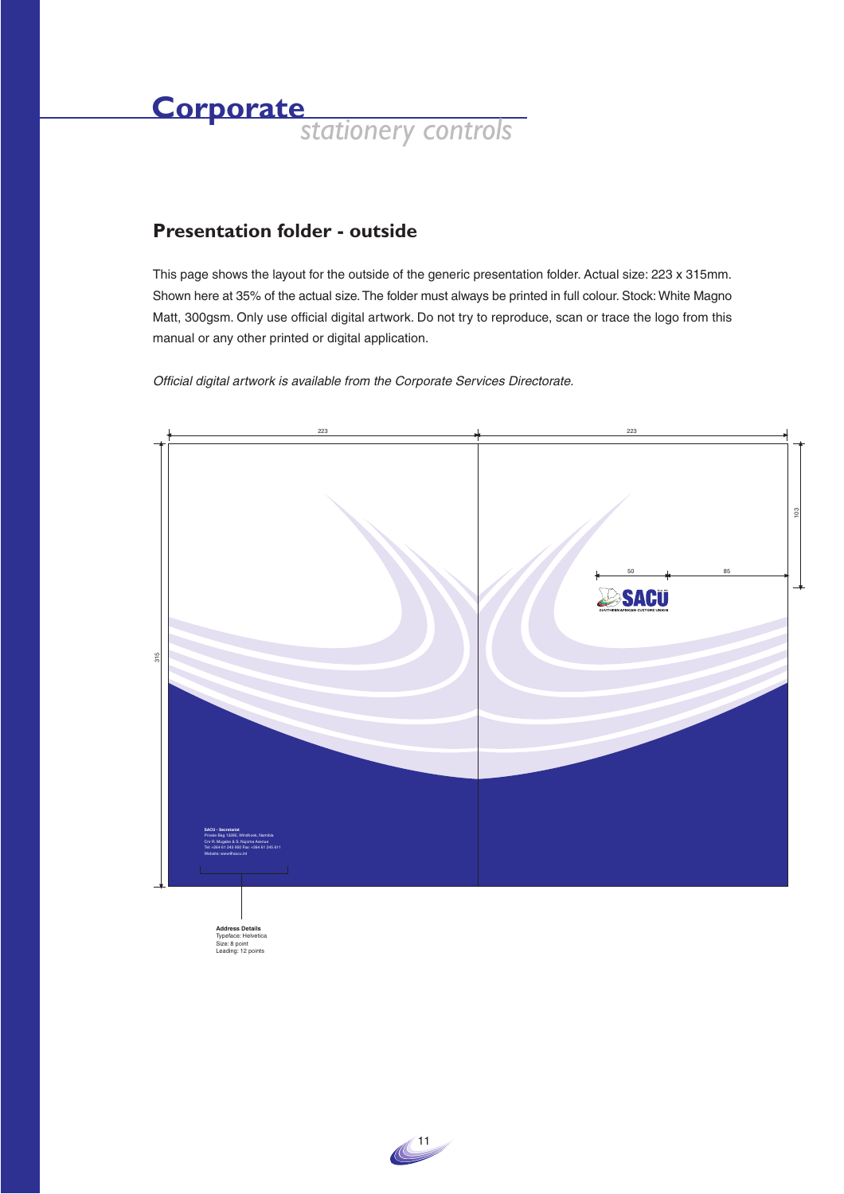## Corporate stationery controls

### Presentation folder - outside

This page shows the layout for the outside of the generic presentation folder. Actual size: 223 x 315mm. Shown here at 35% of the actual size. The folder must always be printed in full colour. Stock: White Magno Matt, 300gsm. Only use official digital artwork. Do not try to reproduce, scan or trace the logo from this manual or any other printed or digital application.

*Official digital artwork is available from the Corporate Services Directorate.*

223

223

103

50

85

SACU

SOUTHERN AFRICAN CUSTOMS UNION

315

**SACU - Secretariat**
Private Bag 13285, Windhoek, Namibia
Cnr R. Mugabe & S. Nujoma Avenue
Tel: +264 61 245 950 Fax: +264 61 245 611
Website: www@sacu.int

**Address Details**
Typeface: Helvetica
Size: 8 point
Leading: 12 points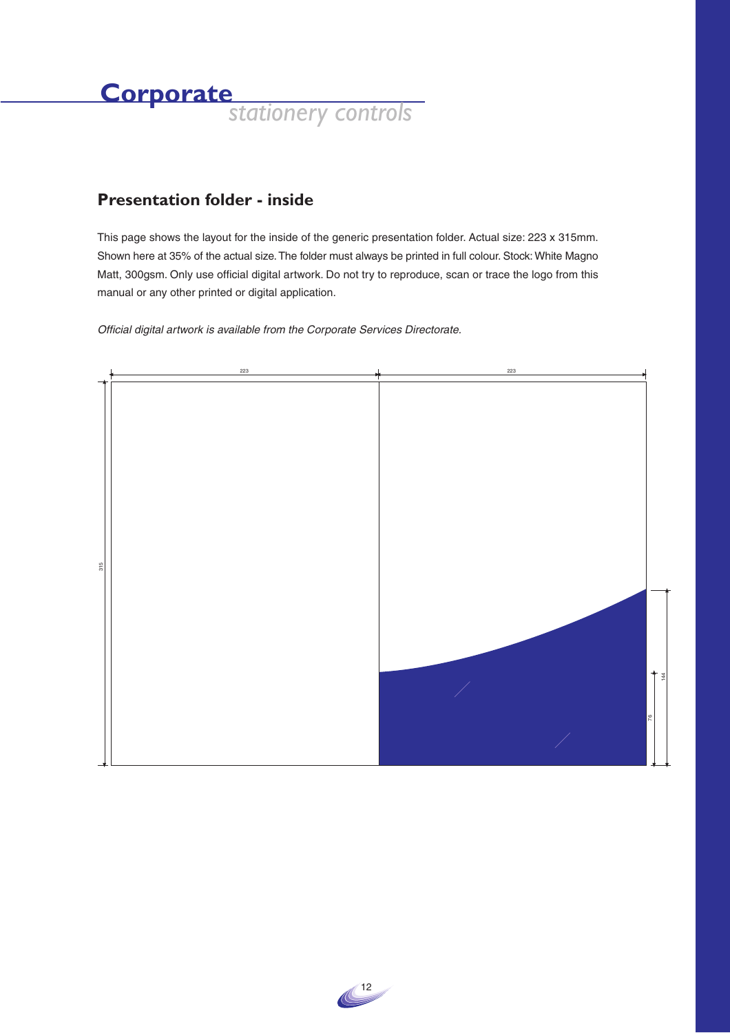# Corporate *stationery controls*

## Presentation folder - inside

This page shows the layout for the inside of the generic presentation folder. Actual size: 223 x 315mm. Shown here at 35% of the actual size. The folder must always be printed in full colour. Stock: White Magno Matt, 300gsm. Only use official digital artwork. Do not try to reproduce, scan or trace the logo from this manual or any other printed or digital application.

*Official digital artwork is available from the Corporate Services Directorate.*

223

223

315

144

76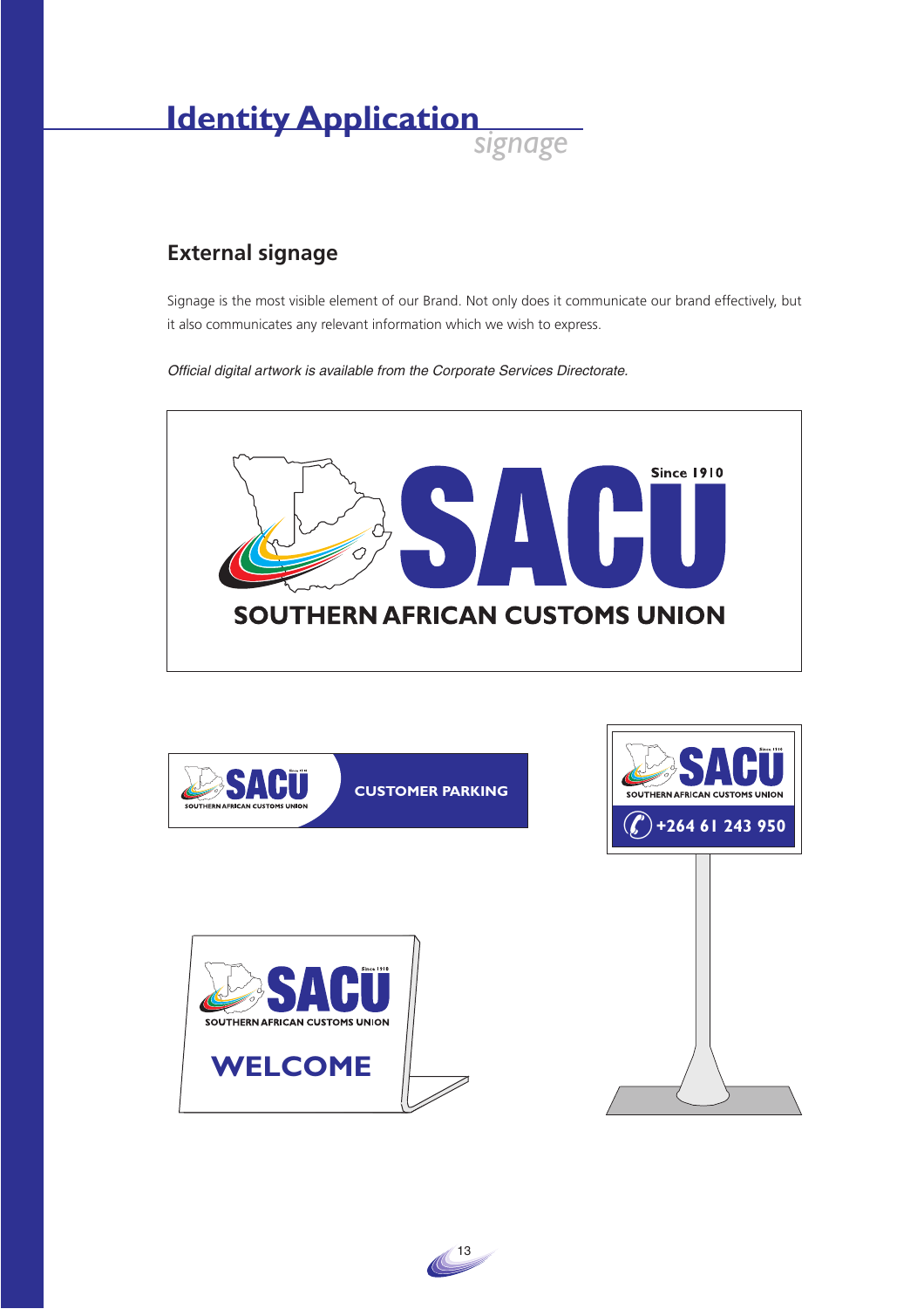# Identity Application
*signage*

## External signage

Signage is the most visible element of our Brand. Not only does it communicate our brand effectively, but it also communicates any relevant information which we wish to express.

*Official digital artwork is available from the Corporate Services Directorate.*

SACU Since 1910
SOUTHERN AFRICAN CUSTOMS UNION

CUSTOMER PARKING

+264 61 243 950

WELCOME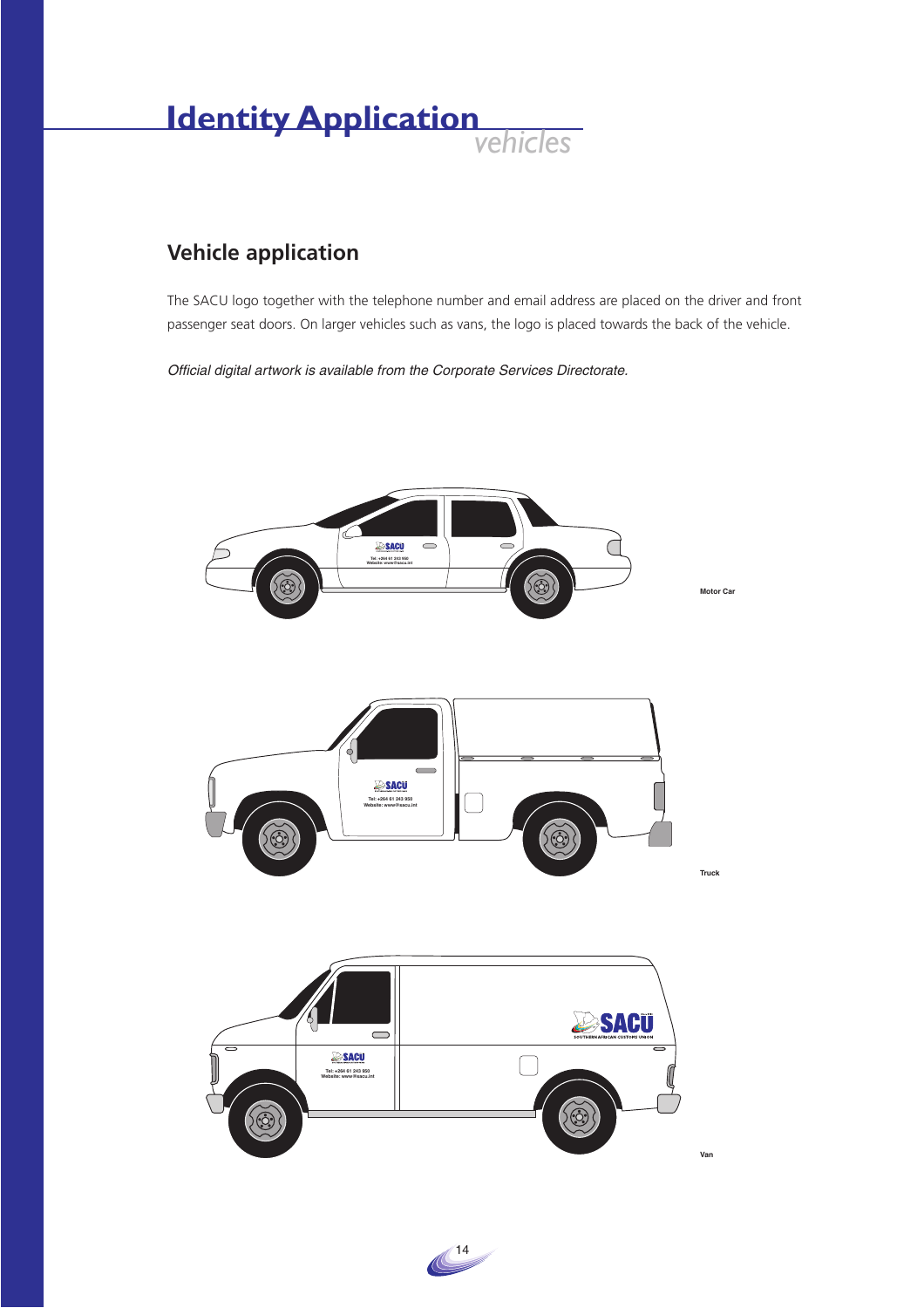# Identity Application

*vehicles*

## Vehicle application

The SACU logo together with the telephone number and email address are placed on the driver and front passenger seat doors. On larger vehicles such as vans, the logo is placed towards the back of the vehicle.

*Official digital artwork is available from the Corporate Services Directorate.*

Motor Car

Truck

Van